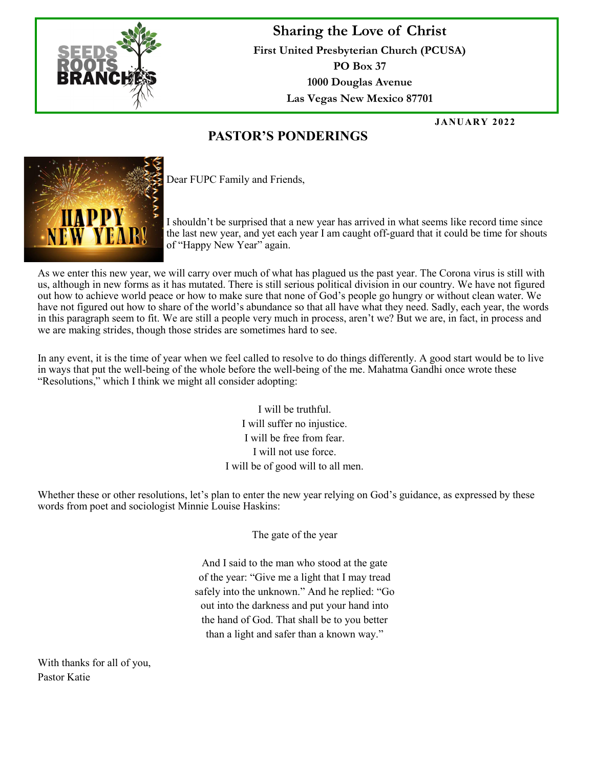# Sharing the Love of Christ

**First United Presbyterian Church (PCUSA)**
**PO Box 37**
**1000 Douglas Avenue**
**Las Vegas New Mexico 87701**

**JANUARY 2022**

## PASTOR'S PONDERINGS

Dear FUPC Family and Friends,

I shouldn't be surprised that a new year has arrived in what seems like record time since the last new year, and yet each year I am caught off-guard that it could be time for shouts of "Happy New Year" again.

As we enter this new year, we will carry over much of what has plagued us the past year. The Corona virus is still with us, although in new forms as it has mutated. There is still serious political division in our country. We have not figured out how to achieve world peace or how to make sure that none of God's people go hungry or without clean water. We have not figured out how to share of the world's abundance so that all have what they need. Sadly, each year, the words in this paragraph seem to fit. We are still a people very much in process, aren't we? But we are, in fact, in process and we are making strides, though those strides are sometimes hard to see.

In any event, it is the time of year when we feel called to resolve to do things differently. A good start would be to live in ways that put the well-being of the whole before the well-being of the me. Mahatma Gandhi once wrote these "Resolutions," which I think we might all consider adopting:

I will be truthful.
I will suffer no injustice.
I will be free from fear.
I will not use force.
I will be of good will to all men.

Whether these or other resolutions, let's plan to enter the new year relying on God's guidance, as expressed by these words from poet and sociologist Minnie Louise Haskins:

The gate of the year

And I said to the man who stood at the gate of the year: "Give me a light that I may tread safely into the unknown." And he replied: "Go out into the darkness and put your hand into the hand of God. That shall be to you better than a light and safer than a known way."

With thanks for all of you,
Pastor Katie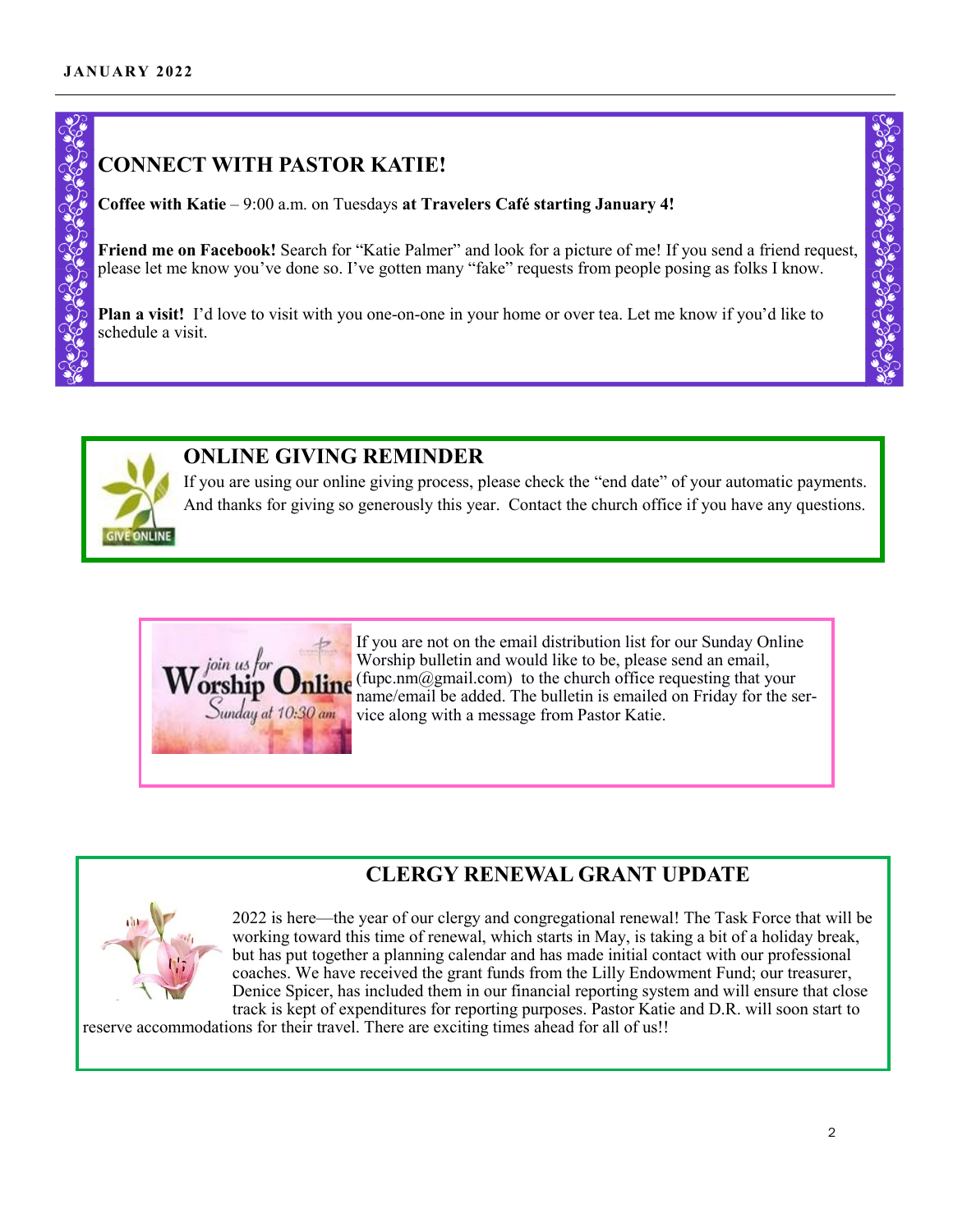## CONNECT WITH PASTOR KATIE!

**Coffee with Katie** – 9:00 a.m. on Tuesdays **at Travelers Café starting January 4!**

**Friend me on Facebook!** Search for "Katie Palmer" and look for a picture of me! If you send a friend request, please let me know you've done so. I've gotten many "fake" requests from people posing as folks I know.

**Plan a visit!** I'd love to visit with you one-on-one in your home or over tea. Let me know if you'd like to schedule a visit.

## ONLINE GIVING REMINDER

If you are using our online giving process, please check the "end date" of your automatic payments. And thanks for giving so generously this year. Contact the church office if you have any questions.

If you are not on the email distribution list for our Sunday Online Worship bulletin and would like to be, please send an email, (fupc.nm@gmail.com) to the church office requesting that your name/email be added. The bulletin is emailed on Friday for the service along with a message from Pastor Katie.

## CLERGY RENEWAL GRANT UPDATE

2022 is here—the year of our clergy and congregational renewal! The Task Force that will be working toward this time of renewal, which starts in May, is taking a bit of a holiday break, but has put together a planning calendar and has made initial contact with our professional coaches. We have received the grant funds from the Lilly Endowment Fund; our treasurer, Denice Spicer, has included them in our financial reporting system and will ensure that close track is kept of expenditures for reporting purposes. Pastor Katie and D.R. will soon start to reserve accommodations for their travel. There are exciting times ahead for all of us!!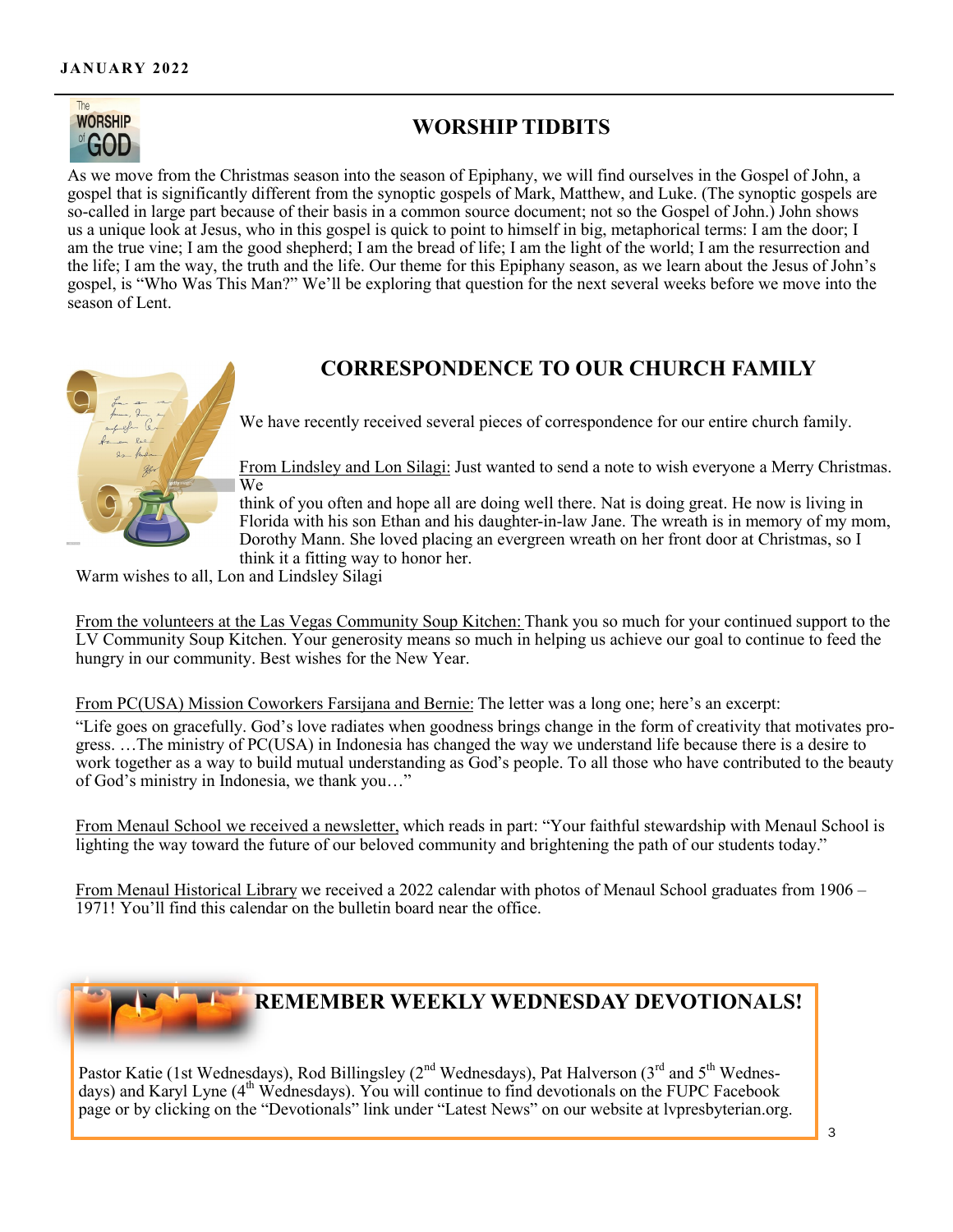## WORSHIP TIDBITS

As we move from the Christmas season into the season of Epiphany, we will find ourselves in the Gospel of John, a gospel that is significantly different from the synoptic gospels of Mark, Matthew, and Luke. (The synoptic gospels are so-called in large part because of their basis in a common source document; not so the Gospel of John.) John shows us a unique look at Jesus, who in this gospel is quick to point to himself in big, metaphorical terms: I am the door; I am the true vine; I am the good shepherd; I am the bread of life; I am the light of the world; I am the resurrection and the life; I am the way, the truth and the life. Our theme for this Epiphany season, as we learn about the Jesus of John's gospel, is "Who Was This Man?" We'll be exploring that question for the next several weeks before we move into the season of Lent.

## CORRESPONDENCE TO OUR CHURCH FAMILY

We have recently received several pieces of correspondence for our entire church family.

From Lindsley and Lon Silagi: Just wanted to send a note to wish everyone a Merry Christmas. We think of you often and hope all are doing well there. Nat is doing great. He now is living in Florida with his son Ethan and his daughter-in-law Jane. The wreath is in memory of my mom, Dorothy Mann. She loved placing an evergreen wreath on her front door at Christmas, so I think it a fitting way to honor her.

Warm wishes to all, Lon and Lindsley Silagi

From the volunteers at the Las Vegas Community Soup Kitchen: Thank you so much for your continued support to the LV Community Soup Kitchen. Your generosity means so much in helping us achieve our goal to continue to feed the hungry in our community. Best wishes for the New Year.

From PC(USA) Mission Coworkers Farsijana and Bernie: The letter was a long one; here's an excerpt:

"Life goes on gracefully. God's love radiates when goodness brings change in the form of creativity that motivates progress. …The ministry of PC(USA) in Indonesia has changed the way we understand life because there is a desire to work together as a way to build mutual understanding as God's people. To all those who have contributed to the beauty of God's ministry in Indonesia, we thank you…"

From Menaul School we received a newsletter, which reads in part: "Your faithful stewardship with Menaul School is lighting the way toward the future of our beloved community and brightening the path of our students today."

From Menaul Historical Library we received a 2022 calendar with photos of Menaul School graduates from 1906 – 1971! You'll find this calendar on the bulletin board near the office.

## REMEMBER WEEKLY WEDNESDAY DEVOTIONALS!

Pastor Katie (1st Wednesdays), Rod Billingsley (2nd Wednesdays), Pat Halverson (3rd and 5th Wednesdays) and Karyl Lyne (4th Wednesdays). You will continue to find devotionals on the FUPC Facebook page or by clicking on the "Devotionals" link under "Latest News" on our website at lvpresbyterian.org.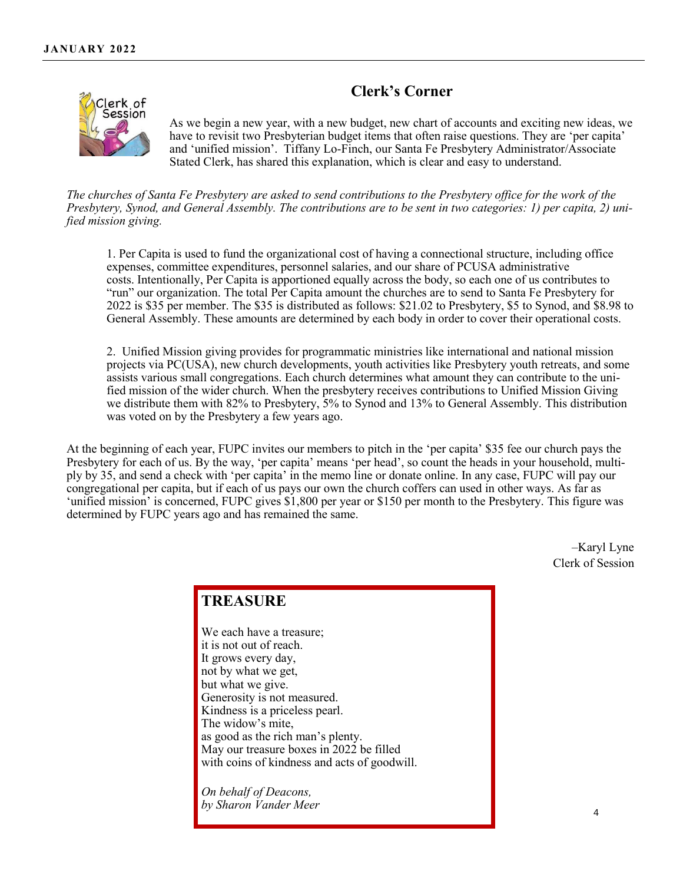## Clerk's Corner

As we begin a new year, with a new budget, new chart of accounts and exciting new ideas, we have to revisit two Presbyterian budget items that often raise questions. They are 'per capita' and 'unified mission'. Tiffany Lo-Finch, our Santa Fe Presbytery Administrator/Associate Stated Clerk, has shared this explanation, which is clear and easy to understand.

*The churches of Santa Fe Presbytery are asked to send contributions to the Presbytery office for the work of the Presbytery, Synod, and General Assembly. The contributions are to be sent in two categories: 1) per capita, 2) unified mission giving.*

1. Per Capita is used to fund the organizational cost of having a connectional structure, including office expenses, committee expenditures, personnel salaries, and our share of PCUSA administrative costs. Intentionally, Per Capita is apportioned equally across the body, so each one of us contributes to "run" our organization. The total Per Capita amount the churches are to send to Santa Fe Presbytery for 2022 is $35 per member. The $35 is distributed as follows: $21.02 to Presbytery, $5 to Synod, and $8.98 to General Assembly. These amounts are determined by each body in order to cover their operational costs.

2. Unified Mission giving provides for programmatic ministries like international and national mission projects via PC(USA), new church developments, youth activities like Presbytery youth retreats, and some assists various small congregations. Each church determines what amount they can contribute to the unified mission of the wider church. When the presbytery receives contributions to Unified Mission Giving we distribute them with 82% to Presbytery, 5% to Synod and 13% to General Assembly. This distribution was voted on by the Presbytery a few years ago.

At the beginning of each year, FUPC invites our members to pitch in the 'per capita' $35 fee our church pays the Presbytery for each of us. By the way, 'per capita' means 'per head', so count the heads in your household, multiply by 35, and send a check with 'per capita' in the memo line or donate online. In any case, FUPC will pay our congregational per capita, but if each of us pays our own the church coffers can used in other ways. As far as 'unified mission' is concerned, FUPC gives $1,800 per year or $150 per month to the Presbytery. This figure was determined by FUPC years ago and has remained the same.

–Karyl Lyne
Clerk of Session

## TREASURE

We each have a treasure;
it is not out of reach.
It grows every day,
not by what we get,
but what we give.
Generosity is not measured.
Kindness is a priceless pearl.
The widow's mite,
as good as the rich man's plenty.
May our treasure boxes in 2022 be filled
with coins of kindness and acts of goodwill.

*On behalf of Deacons,*
*by Sharon Vander Meer*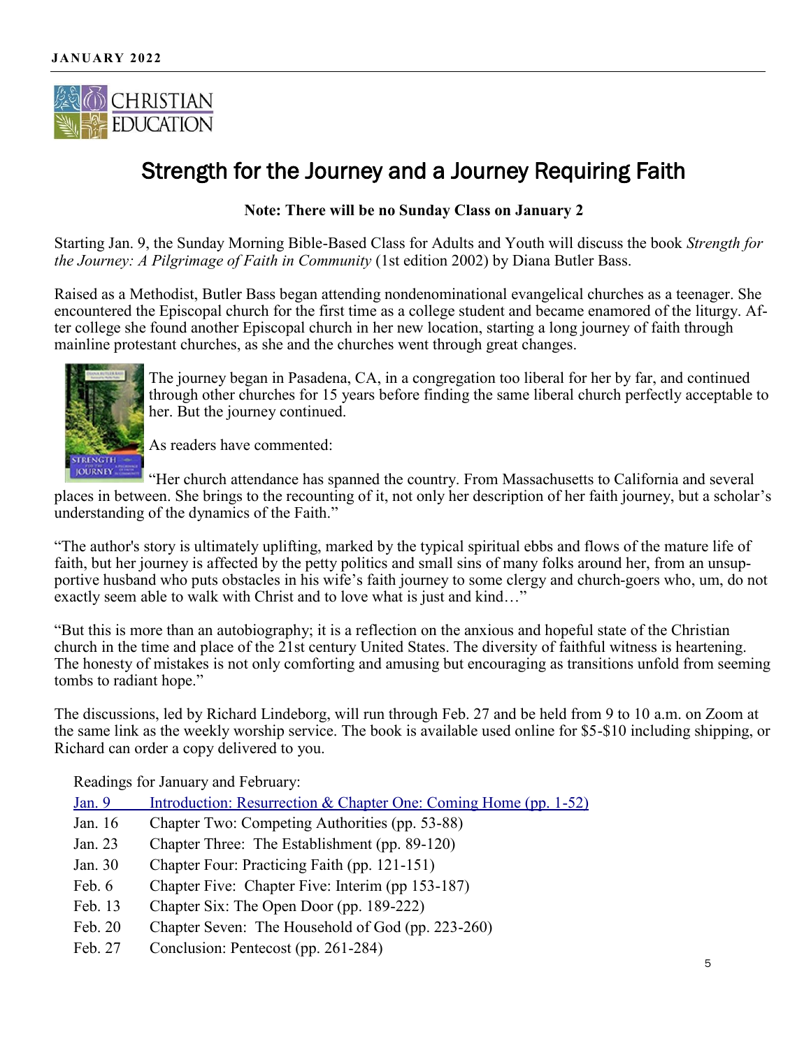CHRISTIAN EDUCATION

# Strength for the Journey and a Journey Requiring Faith

**Note: There will be no Sunday Class on January 2**

Starting Jan. 9, the Sunday Morning Bible-Based Class for Adults and Youth will discuss the book *Strength for the Journey: A Pilgrimage of Faith in Community* (1st edition 2002) by Diana Butler Bass.

Raised as a Methodist, Butler Bass began attending nondenominational evangelical churches as a teenager. She encountered the Episcopal church for the first time as a college student and became enamored of the liturgy. After college she found another Episcopal church in her new location, starting a long journey of faith through mainline protestant churches, as she and the churches went through great changes.

The journey began in Pasadena, CA, in a congregation too liberal for her by far, and continued through other churches for 15 years before finding the same liberal church perfectly acceptable to her. But the journey continued.

As readers have commented:

"Her church attendance has spanned the country. From Massachusetts to California and several places in between. She brings to the recounting of it, not only her description of her faith journey, but a scholar's understanding of the dynamics of the Faith."

"The author's story is ultimately uplifting, marked by the typical spiritual ebbs and flows of the mature life of faith, but her journey is affected by the petty politics and small sins of many folks around her, from an unsupportive husband who puts obstacles in his wife's faith journey to some clergy and church-goers who, um, do not exactly seem able to walk with Christ and to love what is just and kind…"

"But this is more than an autobiography; it is a reflection on the anxious and hopeful state of the Christian church in the time and place of the 21st century United States. The diversity of faithful witness is heartening. The honesty of mistakes is not only comforting and amusing but encouraging as transitions unfold from seeming tombs to radiant hope."

The discussions, led by Richard Lindeborg, will run through Feb. 27 and be held from 9 to 10 a.m. on Zoom at the same link as the weekly worship service. The book is available used online for $5-$10 including shipping, or Richard can order a copy delivered to you.

Readings for January and February:

| | |
|---|---|
| Jan. 9 | Introduction: Resurrection & Chapter One: Coming Home (pp. 1-52) |
| Jan. 16 | Chapter Two: Competing Authorities (pp. 53-88) |
| Jan. 23 | Chapter Three: The Establishment (pp. 89-120) |
| Jan. 30 | Chapter Four: Practicing Faith (pp. 121-151) |
| Feb. 6 | Chapter Five: Chapter Five: Interim (pp 153-187) |
| Feb. 13 | Chapter Six: The Open Door (pp. 189-222) |
| Feb. 20 | Chapter Seven: The Household of God (pp. 223-260) |
| Feb. 27 | Conclusion: Pentecost (pp. 261-284) |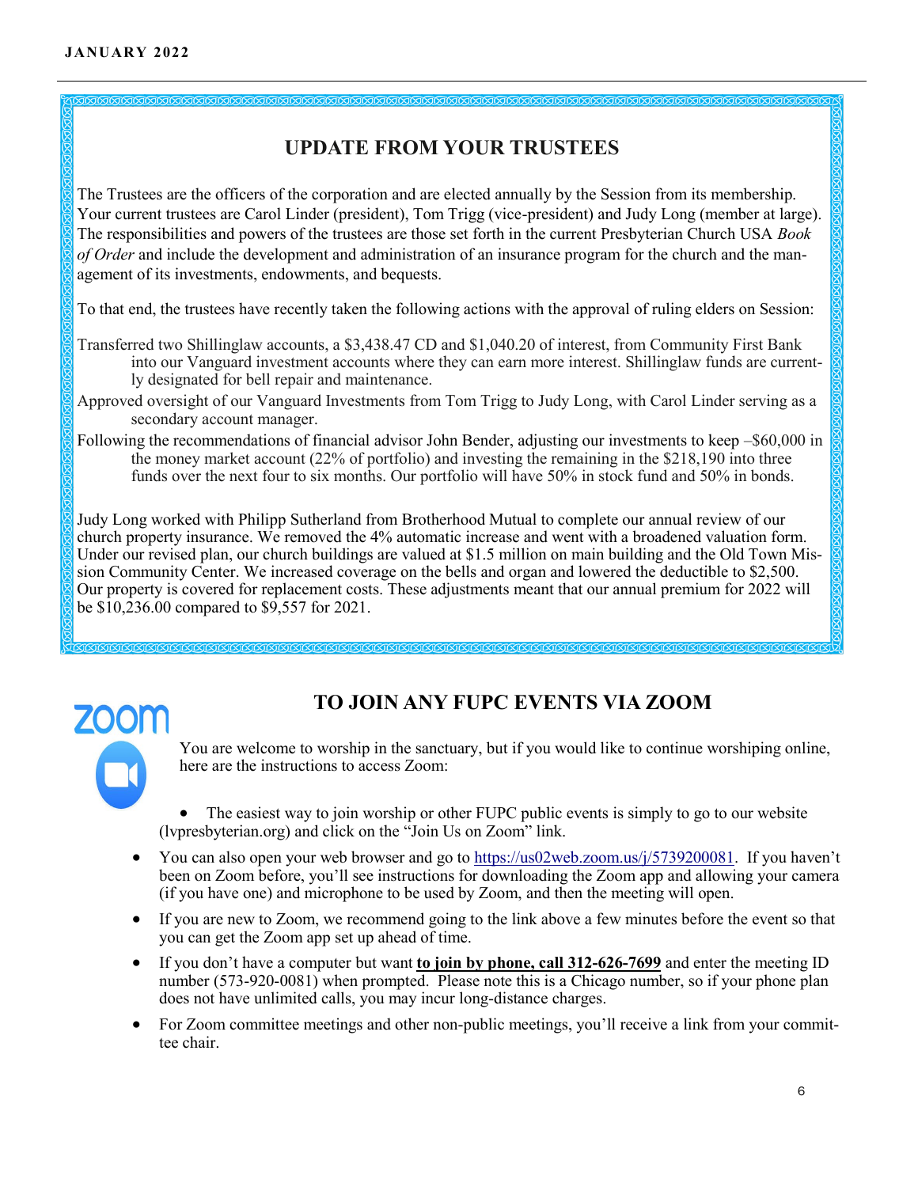## UPDATE FROM YOUR TRUSTEES

The Trustees are the officers of the corporation and are elected annually by the Session from its membership. Your current trustees are Carol Linder (president), Tom Trigg (vice-president) and Judy Long (member at large). The responsibilities and powers of the trustees are those set forth in the current Presbyterian Church USA *Book of Order* and include the development and administration of an insurance program for the church and the management of its investments, endowments, and bequests.

To that end, the trustees have recently taken the following actions with the approval of ruling elders on Session:

Transferred two Shillinglaw accounts, a $3,438.47 CD and $1,040.20 of interest, from Community First Bank into our Vanguard investment accounts where they can earn more interest. Shillinglaw funds are currently designated for bell repair and maintenance.

Approved oversight of our Vanguard Investments from Tom Trigg to Judy Long, with Carol Linder serving as a secondary account manager.

Following the recommendations of financial advisor John Bender, adjusting our investments to keep –$60,000 in the money market account (22% of portfolio) and investing the remaining in the $218,190 into three funds over the next four to six months. Our portfolio will have 50% in stock fund and 50% in bonds.

Judy Long worked with Philipp Sutherland from Brotherhood Mutual to complete our annual review of our church property insurance. We removed the 4% automatic increase and went with a broadened valuation form. Under our revised plan, our church buildings are valued at $1.5 million on main building and the Old Town Mission Community Center. We increased coverage on the bells and organ and lowered the deductible to $2,500. Our property is covered for replacement costs. These adjustments meant that our annual premium for 2022 will be $10,236.00 compared to $9,557 for 2021.

## TO JOIN ANY FUPC EVENTS VIA ZOOM

You are welcome to worship in the sanctuary, but if you would like to continue worshiping online, here are the instructions to access Zoom:

- The easiest way to join worship or other FUPC public events is simply to go to our website (lvpresbyterian.org) and click on the "Join Us on Zoom" link.
- You can also open your web browser and go to https://us02web.zoom.us/j/5739200081. If you haven't been on Zoom before, you'll see instructions for downloading the Zoom app and allowing your camera (if you have one) and microphone to be used by Zoom, and then the meeting will open.
- If you are new to Zoom, we recommend going to the link above a few minutes before the event so that you can get the Zoom app set up ahead of time.
- If you don't have a computer but want **to join by phone, call 312-626-7699** and enter the meeting ID number (573-920-0081) when prompted. Please note this is a Chicago number, so if your phone plan does not have unlimited calls, you may incur long-distance charges.
- For Zoom committee meetings and other non-public meetings, you'll receive a link from your committee chair.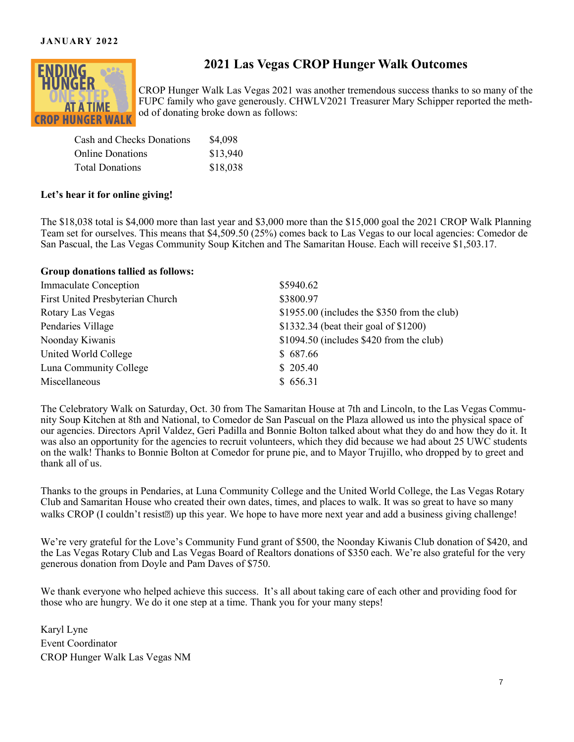JANUARY 2022

## 2021 Las Vegas CROP Hunger Walk Outcomes

CROP Hunger Walk Las Vegas 2021 was another tremendous success thanks to so many of the FUPC family who gave generously. CHWLV2021 Treasurer Mary Schipper reported the method of donating broke down as follows:

| | |
|---|---|
| Cash and Checks Donations | $4,098 |
| Online Donations | $13,940 |
| Total Donations | $18,038 |

**Let's hear it for online giving!**

The $18,038 total is $4,000 more than last year and $3,000 more than the $15,000 goal the 2021 CROP Walk Planning Team set for ourselves. This means that $4,509.50 (25%) comes back to Las Vegas to our local agencies: Comedor de San Pascual, the Las Vegas Community Soup Kitchen and The Samaritan House. Each will receive $1,503.17.

**Group donations tallied as follows:**

| | |
|---|---|
| Immaculate Conception | $5940.62 |
| First United Presbyterian Church | $3800.97 |
| Rotary Las Vegas | $1955.00 (includes the $350 from the club) |
| Pendaries Village | $1332.34 (beat their goal of $1200) |
| Noonday Kiwanis | $1094.50 (includes $420 from the club) |
| United World College | $ 687.66 |
| Luna Community College | $ 205.40 |
| Miscellaneous | $ 656.31 |

The Celebratory Walk on Saturday, Oct. 30 from The Samaritan House at 7th and Lincoln, to the Las Vegas Community Soup Kitchen at 8th and National, to Comedor de San Pascual on the Plaza allowed us into the physical space of our agencies. Directors April Valdez, Geri Padilla and Bonnie Bolton talked about what they do and how they do it. It was also an opportunity for the agencies to recruit volunteers, which they did because we had about 25 UWC students on the walk! Thanks to Bonnie Bolton at Comedor for prune pie, and to Mayor Trujillo, who dropped by to greet and thank all of us.

Thanks to the groups in Pendaries, at Luna Community College and the United World College, the Las Vegas Rotary Club and Samaritan House who created their own dates, times, and places to walk. It was so great to have so many walks CROP (I couldn't resist☺) up this year. We hope to have more next year and add a business giving challenge!

We're very grateful for the Love's Community Fund grant of $500, the Noonday Kiwanis Club donation of $420, and the Las Vegas Rotary Club and Las Vegas Board of Realtors donations of $350 each. We're also grateful for the very generous donation from Doyle and Pam Daves of $750.

We thank everyone who helped achieve this success. It's all about taking care of each other and providing food for those who are hungry. We do it one step at a time. Thank you for your many steps!

Karyl Lyne
Event Coordinator
CROP Hunger Walk Las Vegas NM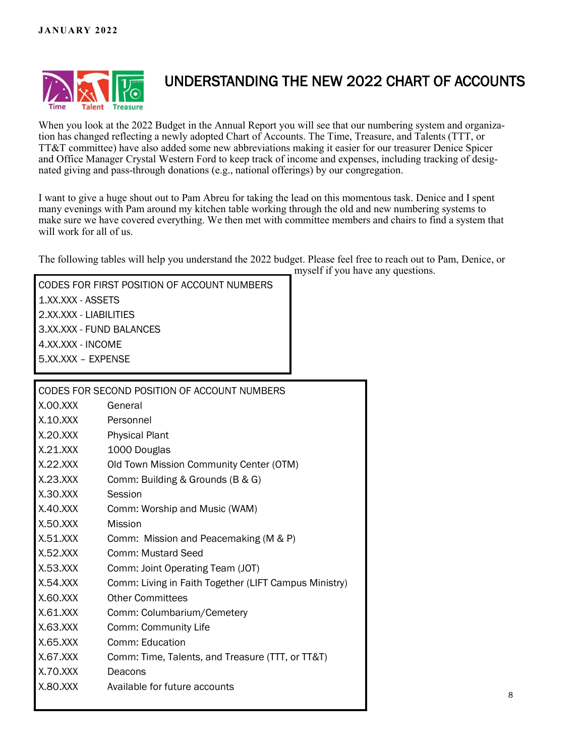# UNDERSTANDING THE NEW 2022 CHART OF ACCOUNTS

When you look at the 2022 Budget in the Annual Report you will see that our numbering system and organization has changed reflecting a newly adopted Chart of Accounts. The Time, Treasure, and Talents (TTT, or TT&T committee) have also added some new abbreviations making it easier for our treasurer Denice Spicer and Office Manager Crystal Western Ford to keep track of income and expenses, including tracking of designated giving and pass-through donations (e.g., national offerings) by our congregation.

I want to give a huge shout out to Pam Abreu for taking the lead on this momentous task. Denice and I spent many evenings with Pam around my kitchen table working through the old and new numbering systems to make sure we have covered everything. We then met with committee members and chairs to find a system that will work for all of us.

The following tables will help you understand the 2022 budget. Please feel free to reach out to Pam, Denice, or myself if you have any questions.

| CODES FOR FIRST POSITION OF ACCOUNT NUMBERS |
|---|
| 1.XX.XXX - ASSETS |
| 2.XX.XXX - LIABILITIES |
| 3.XX.XXX - FUND BALANCES |
| 4.XX.XXX - INCOME |
| 5.XX.XXX – EXPENSE |

| CODES FOR SECOND POSITION OF ACCOUNT NUMBERS | |
|---|---|
| X.00.XXX | General |
| X.10.XXX | Personnel |
| X.20.XXX | Physical Plant |
| X.21.XXX | 1000 Douglas |
| X.22.XXX | Old Town Mission Community Center (OTM) |
| X.23.XXX | Comm: Building & Grounds (B & G) |
| X.30.XXX | Session |
| X.40.XXX | Comm: Worship and Music (WAM) |
| X.50.XXX | Mission |
| X.51.XXX | Comm: Mission and Peacemaking (M & P) |
| X.52.XXX | Comm: Mustard Seed |
| X.53.XXX | Comm: Joint Operating Team (JOT) |
| X.54.XXX | Comm: Living in Faith Together (LIFT Campus Ministry) |
| X.60.XXX | Other Committees |
| X.61.XXX | Comm: Columbarium/Cemetery |
| X.63.XXX | Comm: Community Life |
| X.65.XXX | Comm: Education |
| X.67.XXX | Comm: Time, Talents, and Treasure (TTT, or TT&T) |
| X.70.XXX | Deacons |
| X.80.XXX | Available for future accounts |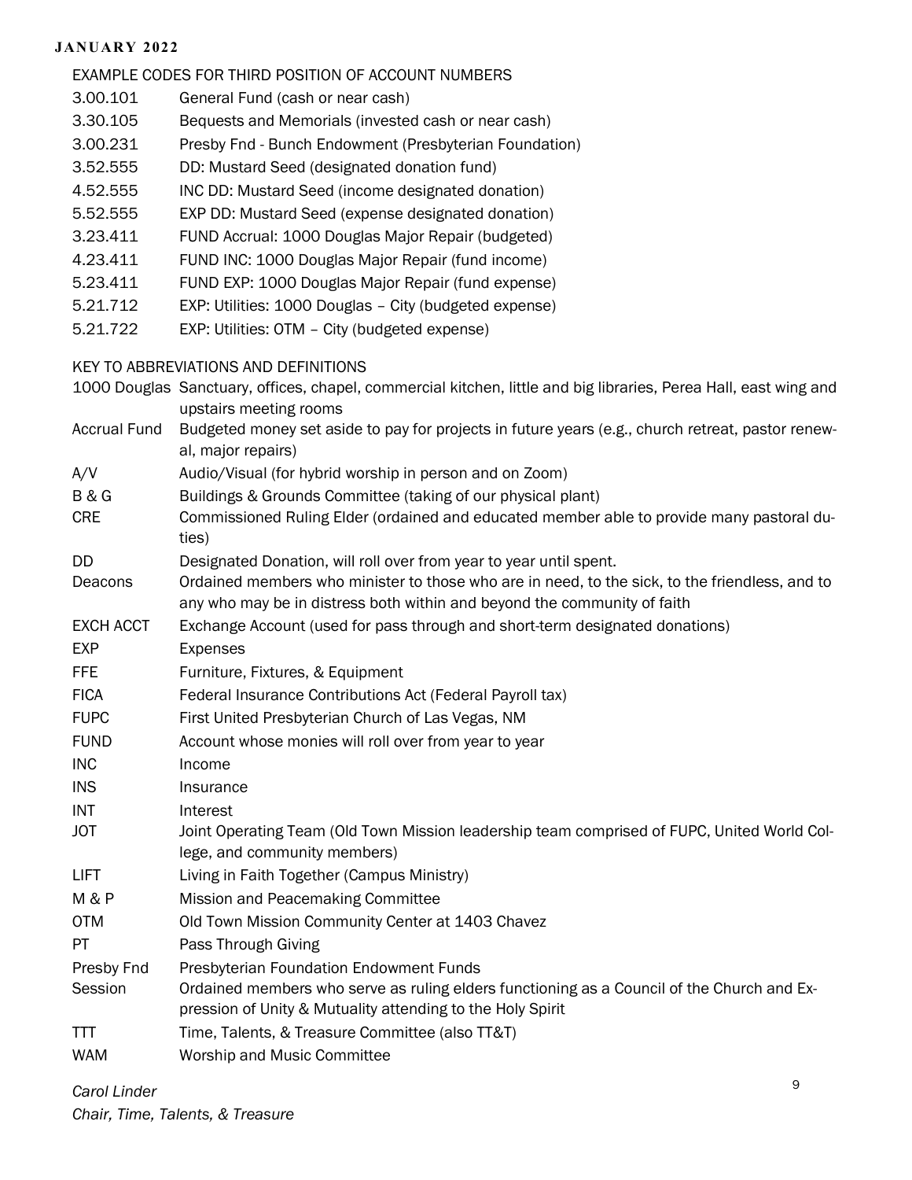EXAMPLE CODES FOR THIRD POSITION OF ACCOUNT NUMBERS

| | |
|---|---|
| 3.00.101 | General Fund (cash or near cash) |
| 3.30.105 | Bequests and Memorials (invested cash or near cash) |
| 3.00.231 | Presby Fnd - Bunch Endowment (Presbyterian Foundation) |
| 3.52.555 | DD: Mustard Seed (designated donation fund) |
| 4.52.555 | INC DD: Mustard Seed (income designated donation) |
| 5.52.555 | EXP DD: Mustard Seed (expense designated donation) |
| 3.23.411 | FUND Accrual: 1000 Douglas Major Repair (budgeted) |
| 4.23.411 | FUND INC: 1000 Douglas Major Repair (fund income) |
| 5.23.411 | FUND EXP: 1000 Douglas Major Repair (fund expense) |
| 5.21.712 | EXP: Utilities: 1000 Douglas – City (budgeted expense) |
| 5.21.722 | EXP: Utilities: OTM – City (budgeted expense) |

KEY TO ABBREVIATIONS AND DEFINITIONS

| | |
|---|---|
| 1000 Douglas | Sanctuary, offices, chapel, commercial kitchen, little and big libraries, Perea Hall, east wing and upstairs meeting rooms |
| Accrual Fund | Budgeted money set aside to pay for projects in future years (e.g., church retreat, pastor renewal, major repairs) |
| A/V | Audio/Visual (for hybrid worship in person and on Zoom) |
| B & G | Buildings & Grounds Committee (taking of our physical plant) |
| CRE | Commissioned Ruling Elder (ordained and educated member able to provide many pastoral duties) |
| DD | Designated Donation, will roll over from year to year until spent. |
| Deacons | Ordained members who minister to those who are in need, to the sick, to the friendless, and to any who may be in distress both within and beyond the community of faith |
| EXCH ACCT | Exchange Account (used for pass through and short-term designated donations) |
| EXP | Expenses |
| FFE | Furniture, Fixtures, & Equipment |
| FICA | Federal Insurance Contributions Act (Federal Payroll tax) |
| FUPC | First United Presbyterian Church of Las Vegas, NM |
| FUND | Account whose monies will roll over from year to year |
| INC | Income |
| INS | Insurance |
| INT | Interest |
| JOT | Joint Operating Team (Old Town Mission leadership team comprised of FUPC, United World College, and community members) |
| LIFT | Living in Faith Together (Campus Ministry) |
| M & P | Mission and Peacemaking Committee |
| OTM | Old Town Mission Community Center at 1403 Chavez |
| PT | Pass Through Giving |
| Presby Fnd | Presbyterian Foundation Endowment Funds |
| Session | Ordained members who serve as ruling elders functioning as a Council of the Church and Expression of Unity & Mutuality attending to the Holy Spirit |
| TTT | Time, Talents, & Treasure Committee (also TT&T) |
| WAM | Worship and Music Committee |

*Carol Linder*
*Chair, Time, Talents, & Treasure*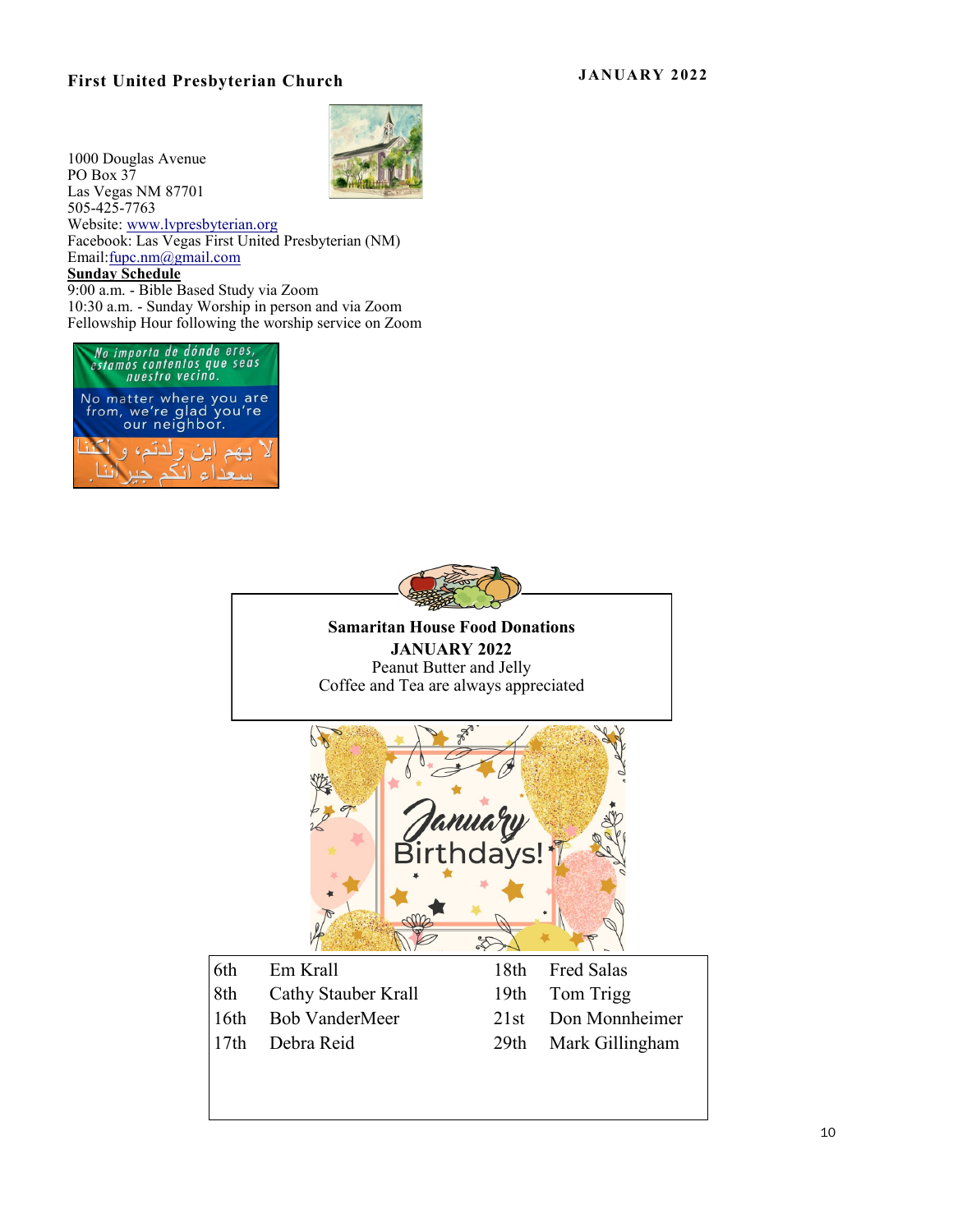**First United Presbyterian Church**

**JANUARY 2022**

1000 Douglas Avenue
PO Box 37
Las Vegas NM 87701
505-425-7763
Website: www.lvpresbyterian.org
Facebook: Las Vegas First United Presbyterian (NM)
Email: fupc.nm@gmail.com

**Sunday Schedule**

9:00 a.m. - Bible Based Study via Zoom
10:30 a.m. - Sunday Worship in person and via Zoom
Fellowship Hour following the worship service on Zoom

No importa de dónde eres, estamos contentos que seas nuestro vecino.

No matter where you are from, we're glad you're our neighbor.

لا يهم أين ولدتم، ولكننا سعداء انكم جيراننا.

**Samaritan House Food Donations**
**JANUARY 2022**
Peanut Butter and Jelly
Coffee and Tea are always appreciated

January Birthdays!

| | | | |
|---|---|---|---|
| 6th | Em Krall | 18th | Fred Salas |
| 8th | Cathy Stauber Krall | 19th | Tom Trigg |
| 16th | Bob VanderMeer | 21st | Don Monnheimer |
| 17th | Debra Reid | 29th | Mark Gillingham |